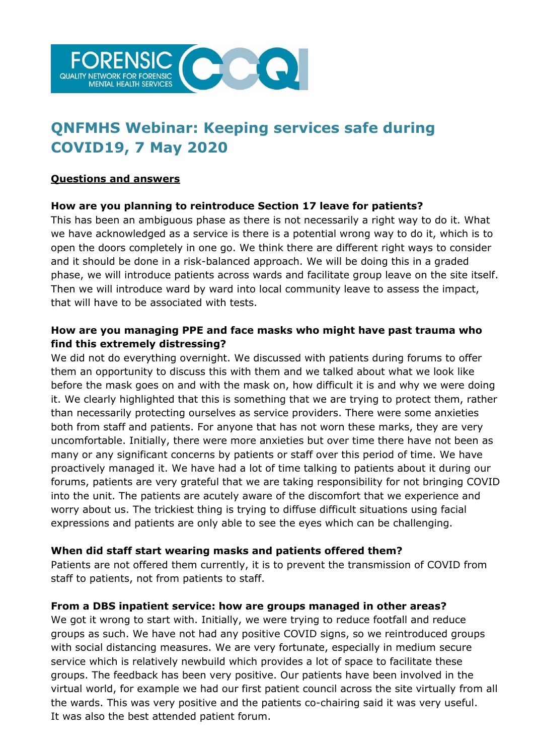FORENSIC CCQI QUALITY NETWORK FOR FORENSIC MENTAL HEALTH SERVICES

# QNFMHS Webinar: Keeping services safe during COVID19, 7 May 2020

**Questions and answers**

**How are you planning to reintroduce Section 17 leave for patients?**

This has been an ambiguous phase as there is not necessarily a right way to do it. What we have acknowledged as a service is there is a potential wrong way to do it, which is to open the doors completely in one go. We think there are different right ways to consider and it should be done in a risk-balanced approach. We will be doing this in a graded phase, we will introduce patients across wards and facilitate group leave on the site itself. Then we will introduce ward by ward into local community leave to assess the impact, that will have to be associated with tests.

**How are you managing PPE and face masks who might have past trauma who find this extremely distressing?**

We did not do everything overnight. We discussed with patients during forums to offer them an opportunity to discuss this with them and we talked about what we look like before the mask goes on and with the mask on, how difficult it is and why we were doing it. We clearly highlighted that this is something that we are trying to protect them, rather than necessarily protecting ourselves as service providers. There were some anxieties both from staff and patients. For anyone that has not worn these marks, they are very uncomfortable. Initially, there were more anxieties but over time there have not been as many or any significant concerns by patients or staff over this period of time. We have proactively managed it. We have had a lot of time talking to patients about it during our forums, patients are very grateful that we are taking responsibility for not bringing COVID into the unit. The patients are acutely aware of the discomfort that we experience and worry about us. The trickiest thing is trying to diffuse difficult situations using facial expressions and patients are only able to see the eyes which can be challenging.

**When did staff start wearing masks and patients offered them?**

Patients are not offered them currently, it is to prevent the transmission of COVID from staff to patients, not from patients to staff.

**From a DBS inpatient service: how are groups managed in other areas?**

We got it wrong to start with. Initially, we were trying to reduce footfall and reduce groups as such. We have not had any positive COVID signs, so we reintroduced groups with social distancing measures. We are very fortunate, especially in medium secure service which is relatively newbuild which provides a lot of space to facilitate these groups. The feedback has been very positive. Our patients have been involved in the virtual world, for example we had our first patient council across the site virtually from all the wards. This was very positive and the patients co-chairing said it was very useful. It was also the best attended patient forum.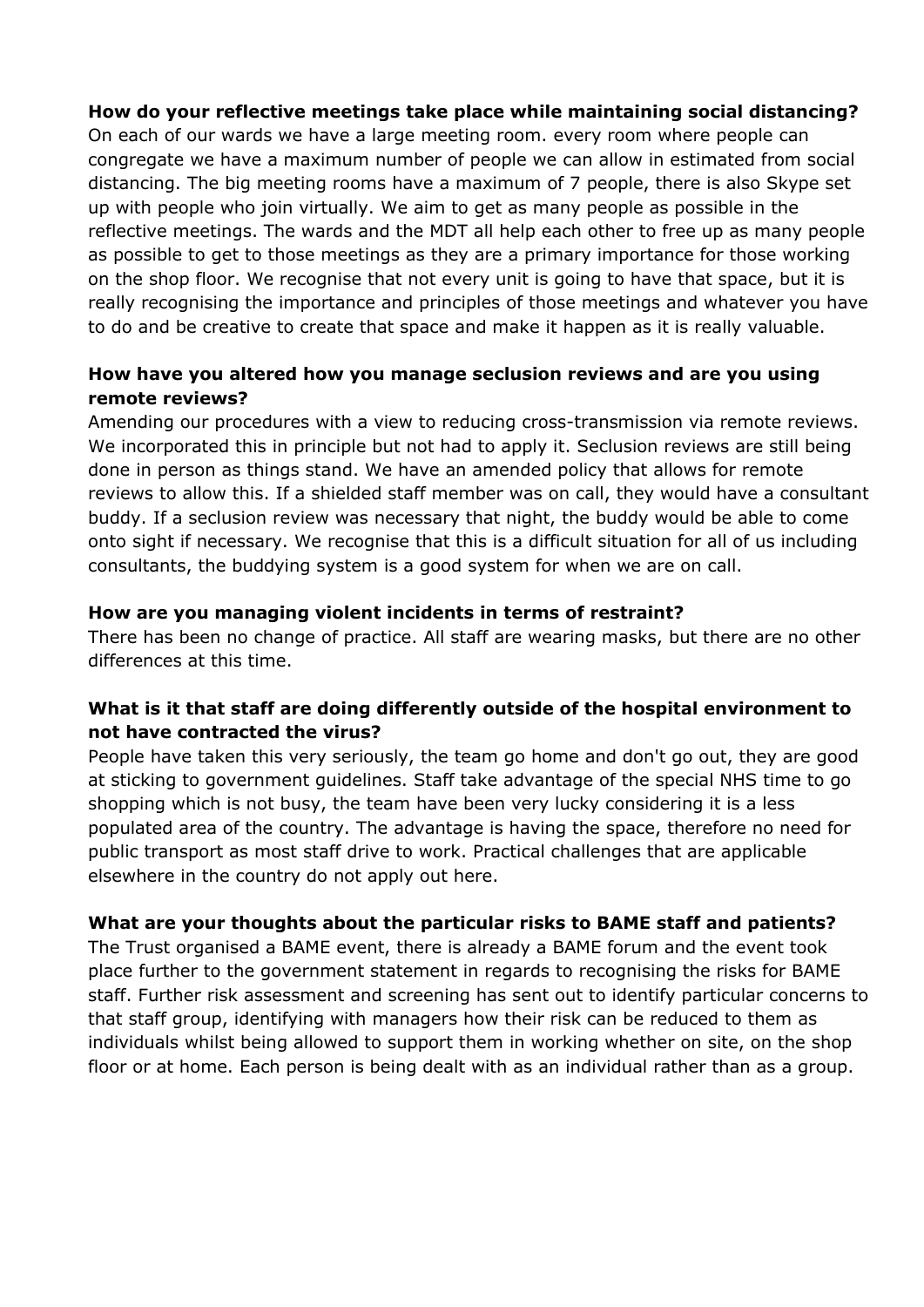**How do your reflective meetings take place while maintaining social distancing?**
On each of our wards we have a large meeting room. every room where people can congregate we have a maximum number of people we can allow in estimated from social distancing. The big meeting rooms have a maximum of 7 people, there is also Skype set up with people who join virtually. We aim to get as many people as possible in the reflective meetings. The wards and the MDT all help each other to free up as many people as possible to get to those meetings as they are a primary importance for those working on the shop floor. We recognise that not every unit is going to have that space, but it is really recognising the importance and principles of those meetings and whatever you have to do and be creative to create that space and make it happen as it is really valuable.

**How have you altered how you manage seclusion reviews and are you using remote reviews?**
Amending our procedures with a view to reducing cross-transmission via remote reviews. We incorporated this in principle but not had to apply it. Seclusion reviews are still being done in person as things stand. We have an amended policy that allows for remote reviews to allow this. If a shielded staff member was on call, they would have a consultant buddy. If a seclusion review was necessary that night, the buddy would be able to come onto sight if necessary. We recognise that this is a difficult situation for all of us including consultants, the buddying system is a good system for when we are on call.

**How are you managing violent incidents in terms of restraint?**
There has been no change of practice. All staff are wearing masks, but there are no other differences at this time.

**What is it that staff are doing differently outside of the hospital environment to not have contracted the virus?**
People have taken this very seriously, the team go home and don't go out, they are good at sticking to government guidelines. Staff take advantage of the special NHS time to go shopping which is not busy, the team have been very lucky considering it is a less populated area of the country. The advantage is having the space, therefore no need for public transport as most staff drive to work. Practical challenges that are applicable elsewhere in the country do not apply out here.

**What are your thoughts about the particular risks to BAME staff and patients?**
The Trust organised a BAME event, there is already a BAME forum and the event took place further to the government statement in regards to recognising the risks for BAME staff. Further risk assessment and screening has sent out to identify particular concerns to that staff group, identifying with managers how their risk can be reduced to them as individuals whilst being allowed to support them in working whether on site, on the shop floor or at home. Each person is being dealt with as an individual rather than as a group.